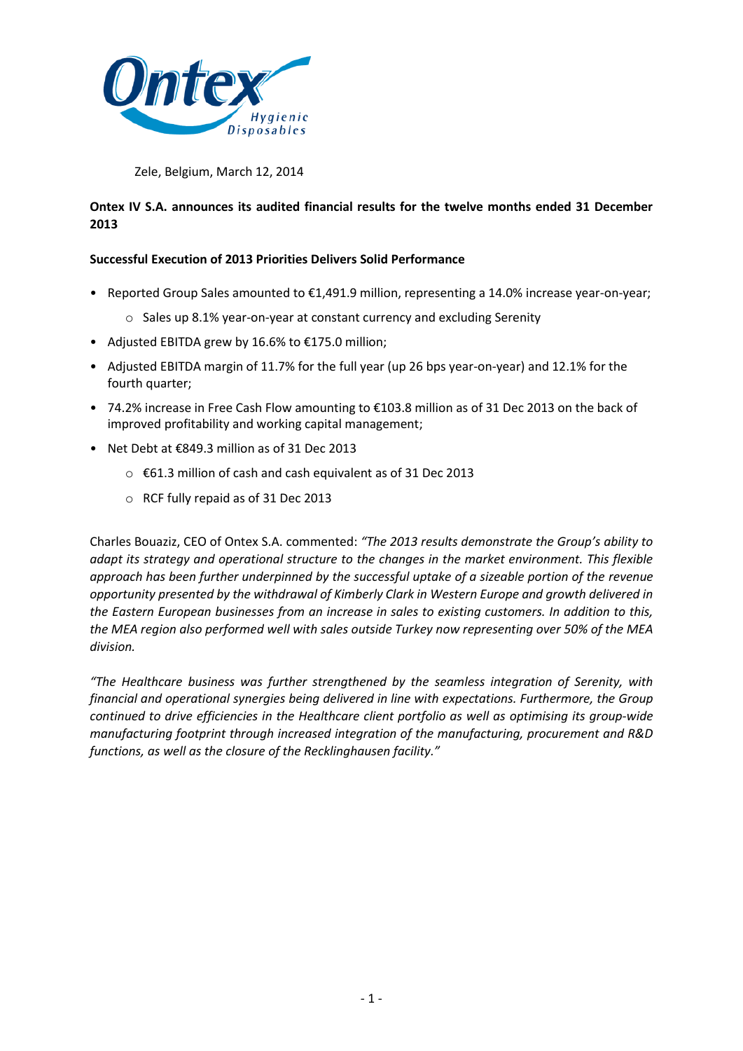Zele, Belgium, March 12, 2014

**Ontex IV S.A. announces its audited financial results for the twelve months ended 31 December 2013**

**Successful Execution of 2013 Priorities Delivers Solid Performance**

- Reported Group Sales amounted to €1,491.9 million, representing a 14.0% increase year-on-year;
    - Sales up 8.1% year-on-year at constant currency and excluding Serenity
- Adjusted EBITDA grew by 16.6% to €175.0 million;
- Adjusted EBITDA margin of 11.7% for the full year (up 26 bps year-on-year) and 12.1% for the fourth quarter;
- 74.2% increase in Free Cash Flow amounting to €103.8 million as of 31 Dec 2013 on the back of improved profitability and working capital management;
- Net Debt at €849.3 million as of 31 Dec 2013
    - €61.3 million of cash and cash equivalent as of 31 Dec 2013
    - RCF fully repaid as of 31 Dec 2013

Charles Bouaziz, CEO of Ontex S.A. commented: *"The 2013 results demonstrate the Group's ability to adapt its strategy and operational structure to the changes in the market environment. This flexible approach has been further underpinned by the successful uptake of a sizeable portion of the revenue opportunity presented by the withdrawal of Kimberly Clark in Western Europe and growth delivered in the Eastern European businesses from an increase in sales to existing customers. In addition to this, the MEA region also performed well with sales outside Turkey now representing over 50% of the MEA division.*

*"The Healthcare business was further strengthened by the seamless integration of Serenity, with financial and operational synergies being delivered in line with expectations. Furthermore, the Group continued to drive efficiencies in the Healthcare client portfolio as well as optimising its group-wide manufacturing footprint through increased integration of the manufacturing, procurement and R&D functions, as well as the closure of the Recklinghausen facility."*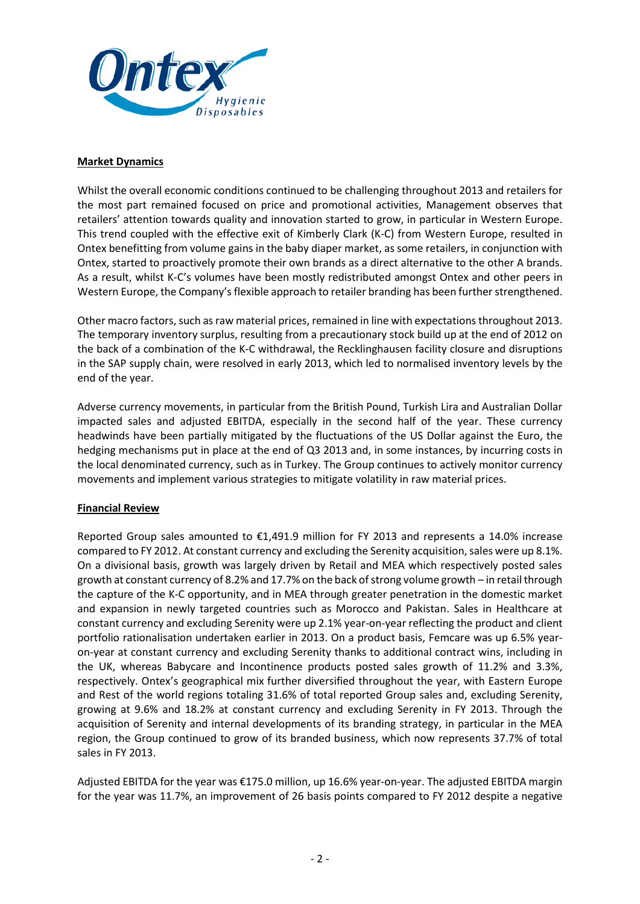## Market Dynamics

Whilst the overall economic conditions continued to be challenging throughout 2013 and retailers for the most part remained focused on price and promotional activities, Management observes that retailers' attention towards quality and innovation started to grow, in particular in Western Europe. This trend coupled with the effective exit of Kimberly Clark (K-C) from Western Europe, resulted in Ontex benefitting from volume gains in the baby diaper market, as some retailers, in conjunction with Ontex, started to proactively promote their own brands as a direct alternative to the other A brands. As a result, whilst K-C's volumes have been mostly redistributed amongst Ontex and other peers in Western Europe, the Company's flexible approach to retailer branding has been further strengthened.

Other macro factors, such as raw material prices, remained in line with expectations throughout 2013. The temporary inventory surplus, resulting from a precautionary stock build up at the end of 2012 on the back of a combination of the K-C withdrawal, the Recklinghausen facility closure and disruptions in the SAP supply chain, were resolved in early 2013, which led to normalised inventory levels by the end of the year.

Adverse currency movements, in particular from the British Pound, Turkish Lira and Australian Dollar impacted sales and adjusted EBITDA, especially in the second half of the year. These currency headwinds have been partially mitigated by the fluctuations of the US Dollar against the Euro, the hedging mechanisms put in place at the end of Q3 2013 and, in some instances, by incurring costs in the local denominated currency, such as in Turkey. The Group continues to actively monitor currency movements and implement various strategies to mitigate volatility in raw material prices.

## Financial Review

Reported Group sales amounted to €1,491.9 million for FY 2013 and represents a 14.0% increase compared to FY 2012. At constant currency and excluding the Serenity acquisition, sales were up 8.1%. On a divisional basis, growth was largely driven by Retail and MEA which respectively posted sales growth at constant currency of 8.2% and 17.7% on the back of strong volume growth – in retail through the capture of the K-C opportunity, and in MEA through greater penetration in the domestic market and expansion in newly targeted countries such as Morocco and Pakistan. Sales in Healthcare at constant currency and excluding Serenity were up 2.1% year-on-year reflecting the product and client portfolio rationalisation undertaken earlier in 2013. On a product basis, Femcare was up 6.5% year-on-year at constant currency and excluding Serenity thanks to additional contract wins, including in the UK, whereas Babycare and Incontinence products posted sales growth of 11.2% and 3.3%, respectively. Ontex's geographical mix further diversified throughout the year, with Eastern Europe and Rest of the world regions totaling 31.6% of total reported Group sales and, excluding Serenity, growing at 9.6% and 18.2% at constant currency and excluding Serenity in FY 2013. Through the acquisition of Serenity and internal developments of its branding strategy, in particular in the MEA region, the Group continued to grow of its branded business, which now represents 37.7% of total sales in FY 2013.

Adjusted EBITDA for the year was €175.0 million, up 16.6% year-on-year. The adjusted EBITDA margin for the year was 11.7%, an improvement of 26 basis points compared to FY 2012 despite a negative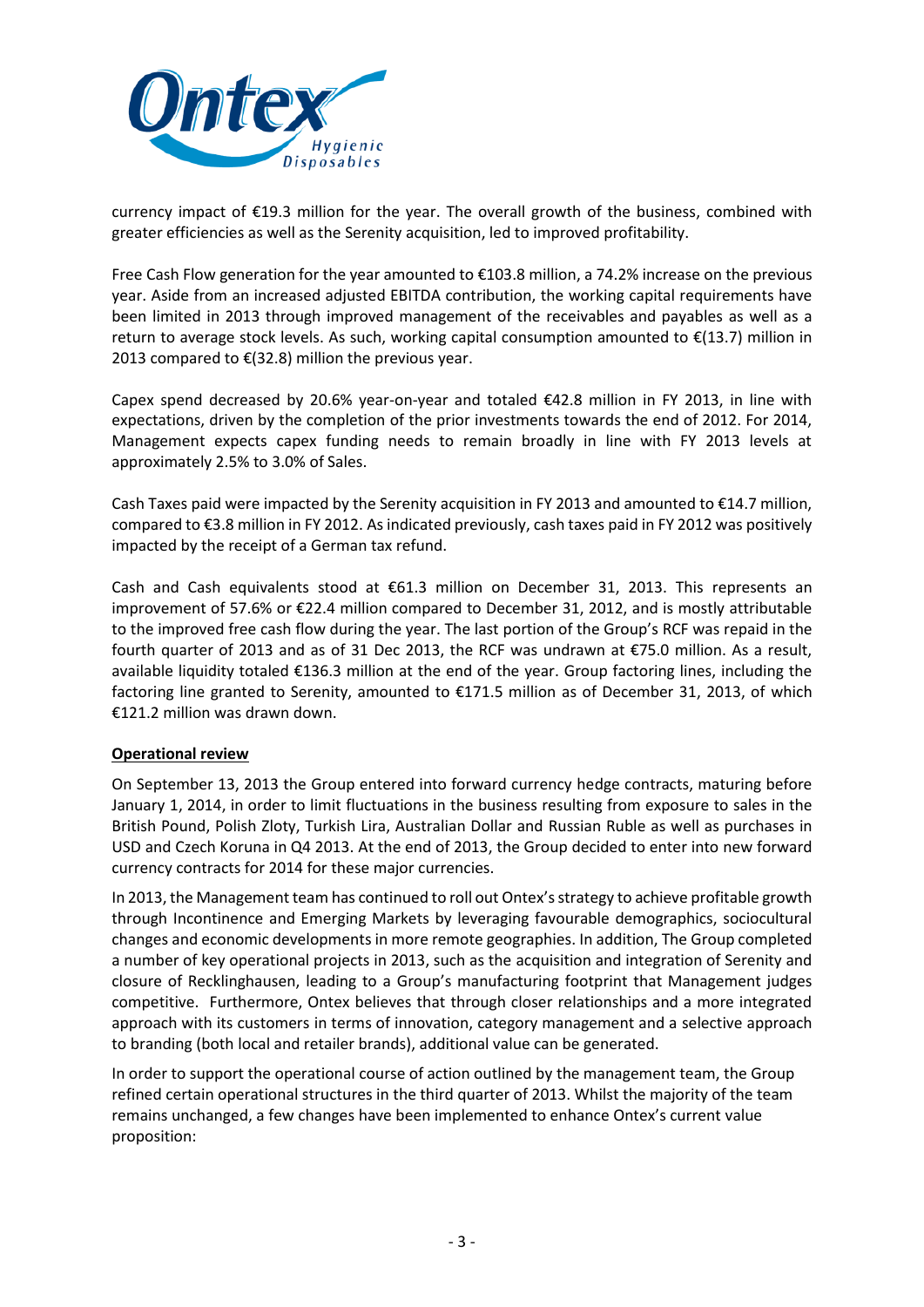currency impact of €19.3 million for the year. The overall growth of the business, combined with greater efficiencies as well as the Serenity acquisition, led to improved profitability.

Free Cash Flow generation for the year amounted to €103.8 million, a 74.2% increase on the previous year. Aside from an increased adjusted EBITDA contribution, the working capital requirements have been limited in 2013 through improved management of the receivables and payables as well as a return to average stock levels. As such, working capital consumption amounted to €(13.7) million in 2013 compared to €(32.8) million the previous year.

Capex spend decreased by 20.6% year-on-year and totaled €42.8 million in FY 2013, in line with expectations, driven by the completion of the prior investments towards the end of 2012. For 2014, Management expects capex funding needs to remain broadly in line with FY 2013 levels at approximately 2.5% to 3.0% of Sales.

Cash Taxes paid were impacted by the Serenity acquisition in FY 2013 and amounted to €14.7 million, compared to €3.8 million in FY 2012. As indicated previously, cash taxes paid in FY 2012 was positively impacted by the receipt of a German tax refund.

Cash and Cash equivalents stood at €61.3 million on December 31, 2013. This represents an improvement of 57.6% or €22.4 million compared to December 31, 2012, and is mostly attributable to the improved free cash flow during the year. The last portion of the Group's RCF was repaid in the fourth quarter of 2013 and as of 31 Dec 2013, the RCF was undrawn at €75.0 million. As a result, available liquidity totaled €136.3 million at the end of the year. Group factoring lines, including the factoring line granted to Serenity, amounted to €171.5 million as of December 31, 2013, of which €121.2 million was drawn down.

**Operational review**

On September 13, 2013 the Group entered into forward currency hedge contracts, maturing before January 1, 2014, in order to limit fluctuations in the business resulting from exposure to sales in the British Pound, Polish Zloty, Turkish Lira, Australian Dollar and Russian Ruble as well as purchases in USD and Czech Koruna in Q4 2013. At the end of 2013, the Group decided to enter into new forward currency contracts for 2014 for these major currencies.

In 2013, the Management team has continued to roll out Ontex's strategy to achieve profitable growth through Incontinence and Emerging Markets by leveraging favourable demographics, sociocultural changes and economic developments in more remote geographies. In addition, The Group completed a number of key operational projects in 2013, such as the acquisition and integration of Serenity and closure of Recklinghausen, leading to a Group's manufacturing footprint that Management judges competitive. Furthermore, Ontex believes that through closer relationships and a more integrated approach with its customers in terms of innovation, category management and a selective approach to branding (both local and retailer brands), additional value can be generated.

In order to support the operational course of action outlined by the management team, the Group refined certain operational structures in the third quarter of 2013. Whilst the majority of the team remains unchanged, a few changes have been implemented to enhance Ontex's current value proposition: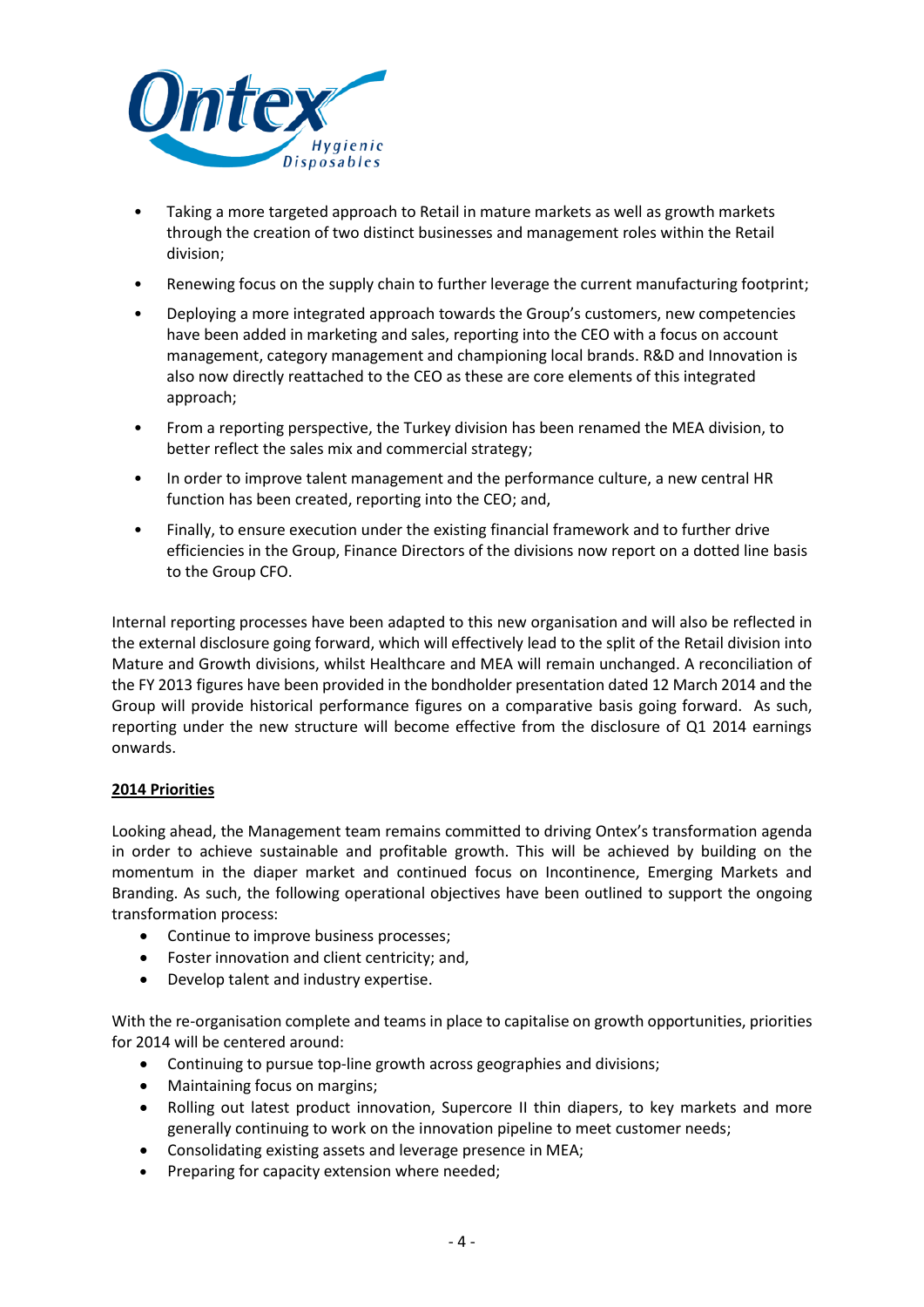- Taking a more targeted approach to Retail in mature markets as well as growth markets through the creation of two distinct businesses and management roles within the Retail division;
- Renewing focus on the supply chain to further leverage the current manufacturing footprint;
- Deploying a more integrated approach towards the Group's customers, new competencies have been added in marketing and sales, reporting into the CEO with a focus on account management, category management and championing local brands. R&D and Innovation is also now directly reattached to the CEO as these are core elements of this integrated approach;
- From a reporting perspective, the Turkey division has been renamed the MEA division, to better reflect the sales mix and commercial strategy;
- In order to improve talent management and the performance culture, a new central HR function has been created, reporting into the CEO; and,
- Finally, to ensure execution under the existing financial framework and to further drive efficiencies in the Group, Finance Directors of the divisions now report on a dotted line basis to the Group CFO.

Internal reporting processes have been adapted to this new organisation and will also be reflected in the external disclosure going forward, which will effectively lead to the split of the Retail division into Mature and Growth divisions, whilst Healthcare and MEA will remain unchanged. A reconciliation of the FY 2013 figures have been provided in the bondholder presentation dated 12 March 2014 and the Group will provide historical performance figures on a comparative basis going forward. As such, reporting under the new structure will become effective from the disclosure of Q1 2014 earnings onwards.

**2014 Priorities**

Looking ahead, the Management team remains committed to driving Ontex's transformation agenda in order to achieve sustainable and profitable growth. This will be achieved by building on the momentum in the diaper market and continued focus on Incontinence, Emerging Markets and Branding. As such, the following operational objectives have been outlined to support the ongoing transformation process:

- Continue to improve business processes;
- Foster innovation and client centricity; and,
- Develop talent and industry expertise.

With the re-organisation complete and teams in place to capitalise on growth opportunities, priorities for 2014 will be centered around:

- Continuing to pursue top-line growth across geographies and divisions;
- Maintaining focus on margins;
- Rolling out latest product innovation, Supercore II thin diapers, to key markets and more generally continuing to work on the innovation pipeline to meet customer needs;
- Consolidating existing assets and leverage presence in MEA;
- Preparing for capacity extension where needed;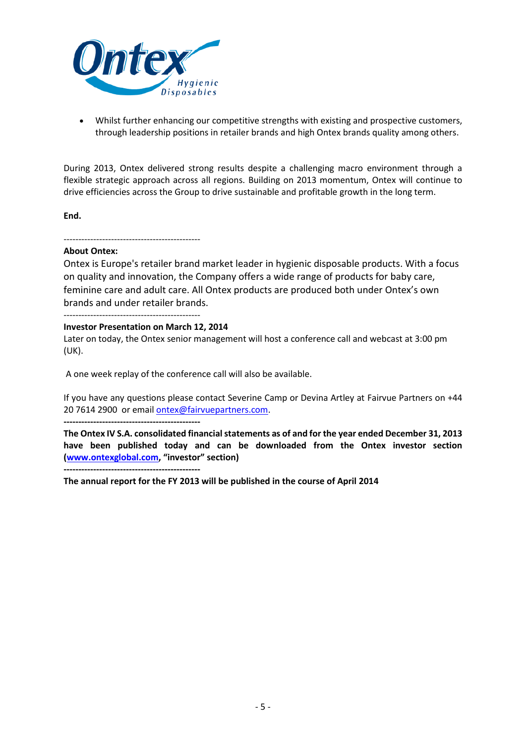- Whilst further enhancing our competitive strengths with existing and prospective customers, through leadership positions in retailer brands and high Ontex brands quality among others.

During 2013, Ontex delivered strong results despite a challenging macro environment through a flexible strategic approach across all regions. Building on 2013 momentum, Ontex will continue to drive efficiencies across the Group to drive sustainable and profitable growth in the long term.

**End.**

----------------------------------------------

**About Ontex:**

Ontex is Europe's retailer brand market leader in hygienic disposable products. With a focus on quality and innovation, the Company offers a wide range of products for baby care, feminine care and adult care. All Ontex products are produced both under Ontex's own brands and under retailer brands.

----------------------------------------------

**Investor Presentation on March 12, 2014**

Later on today, the Ontex senior management will host a conference call and webcast at 3:00 pm (UK).

A one week replay of the conference call will also be available.

If you have any questions please contact Severine Camp or Devina Artley at Fairvue Partners on +44 20 7614 2900 or email ontex@fairvuepartners.com.

----------------------------------------------

**The Ontex IV S.A. consolidated financial statements as of and for the year ended December 31, 2013 have been published today and can be downloaded from the Ontex investor section (www.ontexglobal.com, "investor" section)**

----------------------------------------------

**The annual report for the FY 2013 will be published in the course of April 2014**